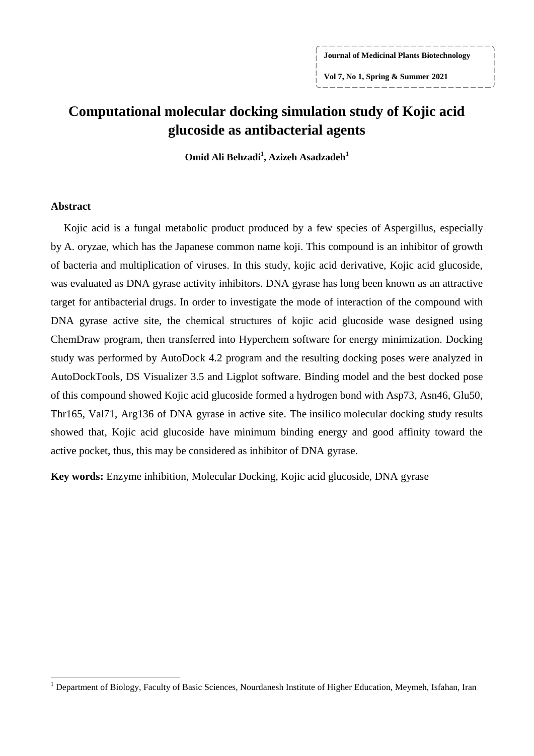# Computational molecular docking simulation study of Kojic acid glucoside as antibacterial agents

**Omid Ali Behzadi[1], Azizeh Asadzadeh[1]**

## Abstract

Kojic acid is a fungal metabolic product produced by a few species of Aspergillus, especially by A. oryzae, which has the Japanese common name koji. This compound is an inhibitor of growth of bacteria and multiplication of viruses. In this study, kojic acid derivative, Kojic acid glucoside, was evaluated as DNA gyrase activity inhibitors. DNA gyrase has long been known as an attractive target for antibacterial drugs. In order to investigate the mode of interaction of the compound with DNA gyrase active site, the chemical structures of kojic acid glucoside wase designed using ChemDraw program, then transferred into Hyperchem software for energy minimization. Docking study was performed by AutoDock 4.2 program and the resulting docking poses were analyzed in AutoDockTools, DS Visualizer 3.5 and Ligplot software. Binding model and the best docked pose of this compound showed Kojic acid glucoside formed a hydrogen bond with Asp73, Asn46, Glu50, Thr165, Val71, Arg136 of DNA gyrase in active site. The insilico molecular docking study results showed that, Kojic acid glucoside have minimum binding energy and good affinity toward the active pocket, thus, this may be considered as inhibitor of DNA gyrase.

**Key words:** Enzyme inhibition, Molecular Docking, Kojic acid glucoside, DNA gyrase

---

[1] Department of Biology, Faculty of Basic Sciences, Nourdanesh Institute of Higher Education, Meymeh, Isfahan, Iran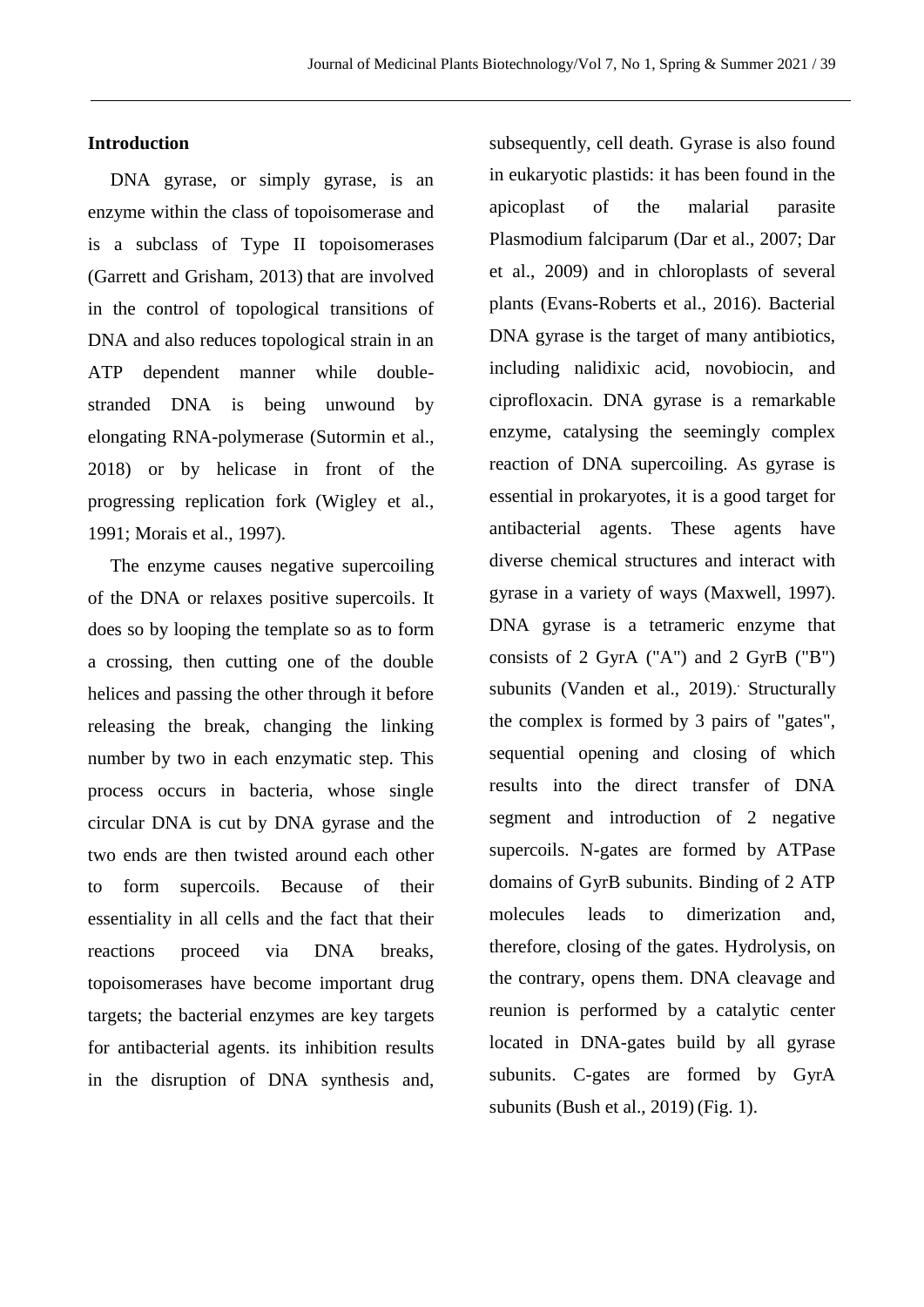## Introduction

DNA gyrase, or simply gyrase, is an enzyme within the class of topoisomerase and is a subclass of Type II topoisomerases (Garrett and Grisham, 2013) that are involved in the control of topological transitions of DNA and also reduces topological strain in an ATP dependent manner while double-stranded DNA is being unwound by elongating RNA-polymerase (Sutormin et al., 2018) or by helicase in front of the progressing replication fork (Wigley et al., 1991; Morais et al., 1997).

The enzyme causes negative supercoiling of the DNA or relaxes positive supercoils. It does so by looping the template so as to form a crossing, then cutting one of the double helices and passing the other through it before releasing the break, changing the linking number by two in each enzymatic step. This process occurs in bacteria, whose single circular DNA is cut by DNA gyrase and the two ends are then twisted around each other to form supercoils. Because of their essentiality in all cells and the fact that their reactions proceed via DNA breaks, topoisomerases have become important drug targets; the bacterial enzymes are key targets for antibacterial agents. its inhibition results in the disruption of DNA synthesis and, subsequently, cell death. Gyrase is also found in eukaryotic plastids: it has been found in the apicoplast of the malarial parasite Plasmodium falciparum (Dar et al., 2007; Dar et al., 2009) and in chloroplasts of several plants (Evans-Roberts et al., 2016). Bacterial DNA gyrase is the target of many antibiotics, including nalidixic acid, novobiocin, and ciprofloxacin. DNA gyrase is a remarkable enzyme, catalysing the seemingly complex reaction of DNA supercoiling. As gyrase is essential in prokaryotes, it is a good target for antibacterial agents. These agents have diverse chemical structures and interact with gyrase in a variety of ways (Maxwell, 1997). DNA gyrase is a tetrameric enzyme that consists of 2 GyrA ("A") and 2 GyrB ("B") subunits (Vanden et al., 2019).. Structurally the complex is formed by 3 pairs of "gates", sequential opening and closing of which results into the direct transfer of DNA segment and introduction of 2 negative supercoils. N-gates are formed by ATPase domains of GyrB subunits. Binding of 2 ATP molecules leads to dimerization and, therefore, closing of the gates. Hydrolysis, on the contrary, opens them. DNA cleavage and reunion is performed by a catalytic center located in DNA-gates build by all gyrase subunits. C-gates are formed by GyrA subunits (Bush et al., 2019) (Fig. 1).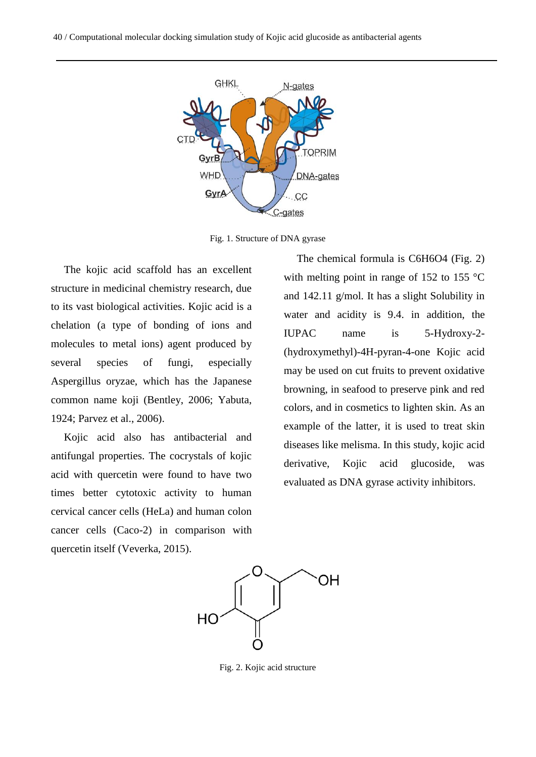Fig. 1. Structure of DNA gyrase

The kojic acid scaffold has an excellent structure in medicinal chemistry research, due to its vast biological activities. Kojic acid is a chelation (a type of bonding of ions and molecules to metal ions) agent produced by several species of fungi, especially Aspergillus oryzae, which has the Japanese common name koji (Bentley, 2006; Yabuta, 1924; Parvez et al., 2006).

Kojic acid also has antibacterial and antifungal properties. The cocrystals of kojic acid with quercetin were found to have two times better cytotoxic activity to human cervical cancer cells (HeLa) and human colon cancer cells (Caco-2) in comparison with quercetin itself (Veverka, 2015).

The chemical formula is $C_6H_6O_4$ (Fig. 2) with melting point in range of 152 to 155 °C and 142.11 g/mol. It has a slight Solubility in water and acidity is 9.4. in addition, the IUPAC name is 5-Hydroxy-2-(hydroxymethyl)-4H-pyran-4-one Kojic acid may be used on cut fruits to prevent oxidative browning, in seafood to preserve pink and red colors, and in cosmetics to lighten skin. As an example of the latter, it is used to treat skin diseases like melisma. In this study, kojic acid derivative, Kojic acid glucoside, was evaluated as DNA gyrase activity inhibitors.

Fig. 2. Kojic acid structure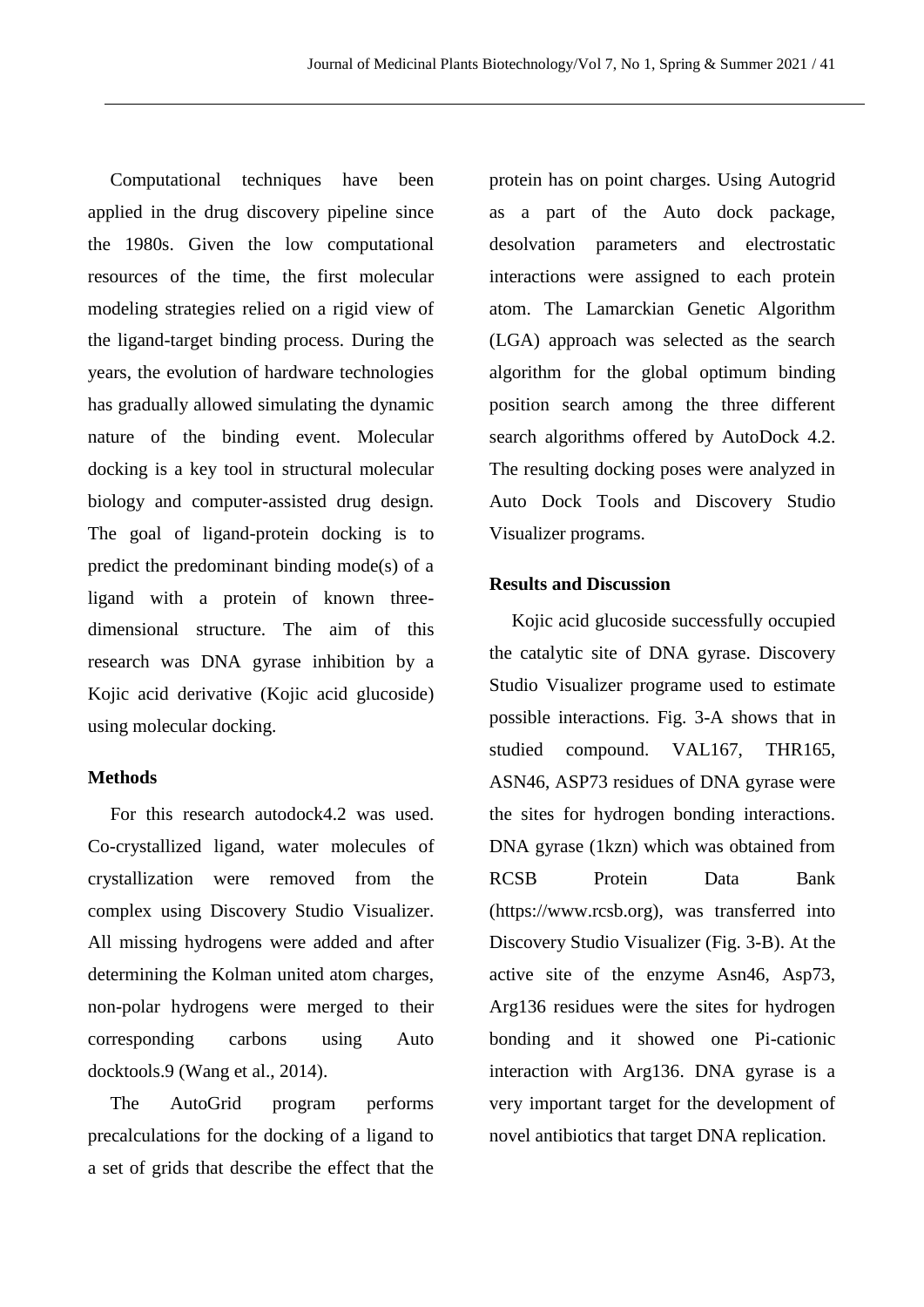Computational techniques have been applied in the drug discovery pipeline since the 1980s. Given the low computational resources of the time, the first molecular modeling strategies relied on a rigid view of the ligand-target binding process. During the years, the evolution of hardware technologies has gradually allowed simulating the dynamic nature of the binding event. Molecular docking is a key tool in structural molecular biology and computer-assisted drug design. The goal of ligand-protein docking is to predict the predominant binding mode(s) of a ligand with a protein of known three-dimensional structure. The aim of this research was DNA gyrase inhibition by a Kojic acid derivative (Kojic acid glucoside) using molecular docking.

## Methods

For this research autodock4.2 was used. Co-crystallized ligand, water molecules of crystallization were removed from the complex using Discovery Studio Visualizer. All missing hydrogens were added and after determining the Kolman united atom charges, non-polar hydrogens were merged to their corresponding carbons using Auto docktools.9 (Wang et al., 2014).

The AutoGrid program performs precalculations for the docking of a ligand to a set of grids that describe the effect that the protein has on point charges. Using Autogrid as a part of the Auto dock package, desolvation parameters and electrostatic interactions were assigned to each protein atom. The Lamarckian Genetic Algorithm (LGA) approach was selected as the search algorithm for the global optimum binding position search among the three different search algorithms offered by AutoDock 4.2. The resulting docking poses were analyzed in Auto Dock Tools and Discovery Studio Visualizer programs.

## Results and Discussion

Kojic acid glucoside successfully occupied the catalytic site of DNA gyrase. Discovery Studio Visualizer programe used to estimate possible interactions. Fig. 3-A shows that in studied compound. VAL167, THR165, ASN46, ASP73 residues of DNA gyrase were the sites for hydrogen bonding interactions. DNA gyrase (1kzn) which was obtained from RCSB Protein Data Bank (https://www.rcsb.org), was transferred into Discovery Studio Visualizer (Fig. 3-B). At the active site of the enzyme Asn46, Asp73, Arg136 residues were the sites for hydrogen bonding and it showed one Pi-cationic interaction with Arg136. DNA gyrase is a very important target for the development of novel antibiotics that target DNA replication.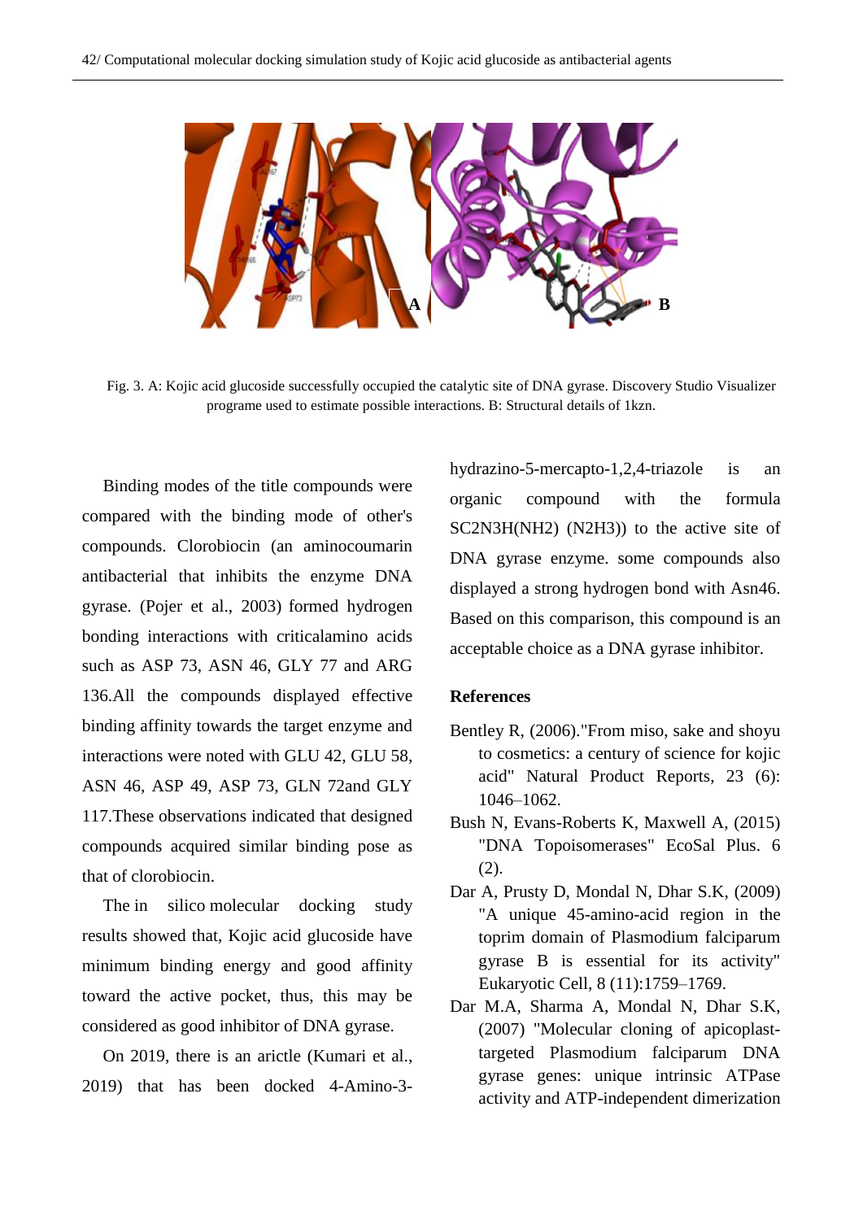Fig. 3. A: Kojic acid glucoside successfully occupied the catalytic site of DNA gyrase. Discovery Studio Visualizer programe used to estimate possible interactions. B: Structural details of 1kzn.

Binding modes of the title compounds were compared with the binding mode of other's compounds. Clorobiocin (an aminocoumarin antibacterial that inhibits the enzyme DNA gyrase. (Pojer et al., 2003) formed hydrogen bonding interactions with criticalamino acids such as ASP 73, ASN 46, GLY 77 and ARG 136.All the compounds displayed effective binding affinity towards the target enzyme and interactions were noted with GLU 42, GLU 58, ASN 46, ASP 49, ASP 73, GLN 72and GLY 117.These observations indicated that designed compounds acquired similar binding pose as that of clorobiocin.

The in silico molecular docking study results showed that, Kojic acid glucoside have minimum binding energy and good affinity toward the active pocket, thus, this may be considered as good inhibitor of DNA gyrase.

On 2019, there is an arictle (Kumari et al., 2019) that has been docked 4-Amino-3-hydrazino-5-mercapto-1,2,4-triazole is an organic compound with the formula SC2N3H(NH2) (N2H3)) to the active site of DNA gyrase enzyme. some compounds also displayed a strong hydrogen bond with Asn46. Based on this comparison, this compound is an acceptable choice as a DNA gyrase inhibitor.

## References

Bentley R, (2006)."From miso, sake and shoyu to cosmetics: a century of science for kojic acid" Natural Product Reports, 23 (6): 1046–1062.

Bush N, Evans-Roberts K, Maxwell A, (2015) "DNA Topoisomerases" EcoSal Plus. 6 (2).

Dar A, Prusty D, Mondal N, Dhar S.K, (2009) "A unique 45-amino-acid region in the toprim domain of Plasmodium falciparum gyrase B is essential for its activity" Eukaryotic Cell, 8 (11):1759–1769.

Dar M.A, Sharma A, Mondal N, Dhar S.K, (2007) "Molecular cloning of apicoplast-targeted Plasmodium falciparum DNA gyrase genes: unique intrinsic ATPase activity and ATP-independent dimerization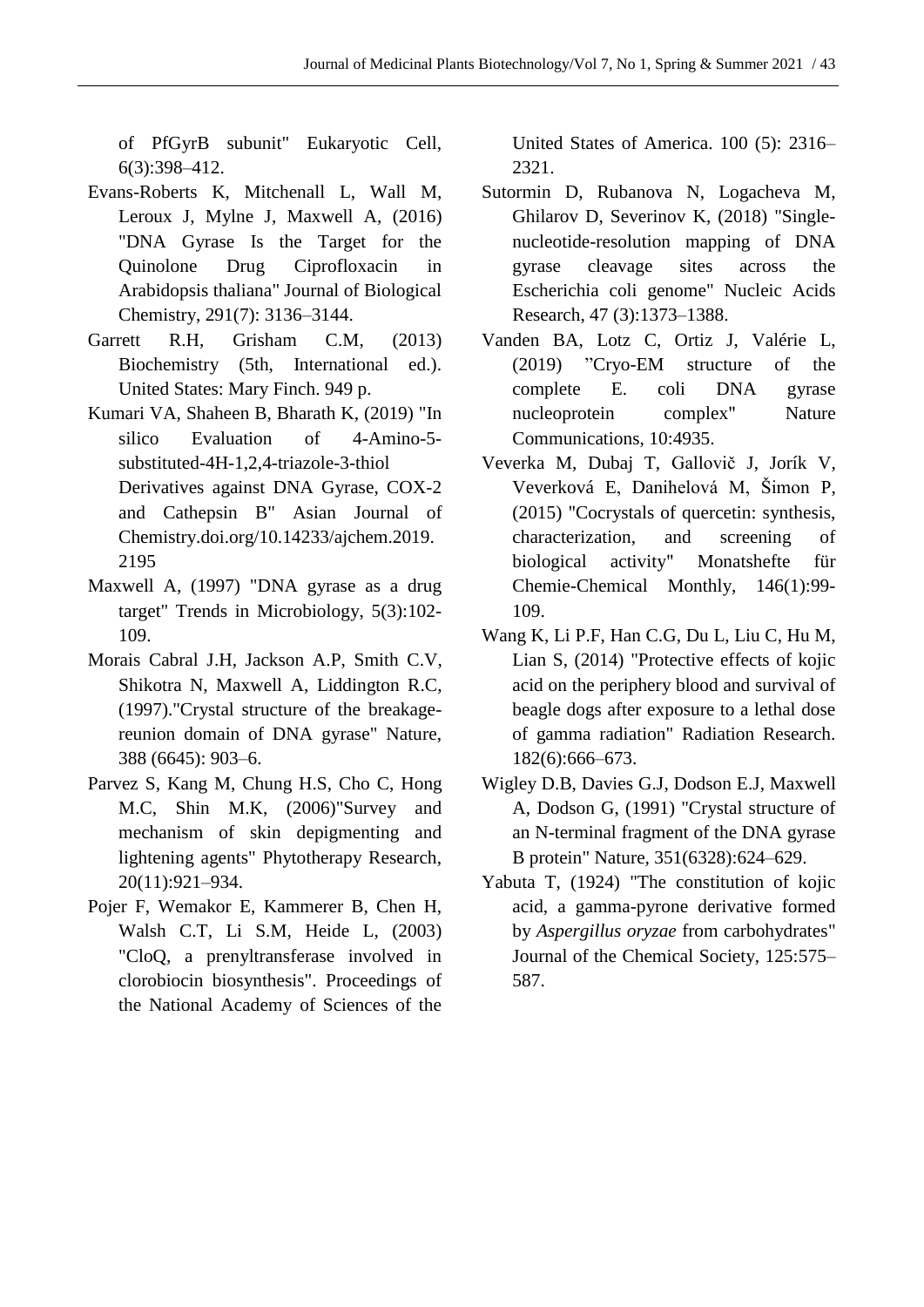of PfGyrB subunit" Eukaryotic Cell, 6(3):398–412.

Evans-Roberts K, Mitchenall L, Wall M, Leroux J, Mylne J, Maxwell A, (2016) "DNA Gyrase Is the Target for the Quinolone Drug Ciprofloxacin in Arabidopsis thaliana" Journal of Biological Chemistry, 291(7): 3136–3144.

Garrett R.H, Grisham C.M, (2013) Biochemistry (5th, International ed.). United States: Mary Finch. 949 p.

Kumari VA, Shaheen B, Bharath K, (2019) "In silico Evaluation of 4-Amino-5-substituted-4H-1,2,4-triazole-3-thiol Derivatives against DNA Gyrase, COX-2 and Cathepsin B" Asian Journal of Chemistry.doi.org/10.14233/ajchem.2019.2195

Maxwell A, (1997) "DNA gyrase as a drug target" Trends in Microbiology, 5(3):102-109.

Morais Cabral J.H, Jackson A.P, Smith C.V, Shikotra N, Maxwell A, Liddington R.C, (1997)."Crystal structure of the breakage-reunion domain of DNA gyrase" Nature, 388 (6645): 903–6.

Parvez S, Kang M, Chung H.S, Cho C, Hong M.C, Shin M.K, (2006)"Survey and mechanism of skin depigmenting and lightening agents" Phytotherapy Research, 20(11):921–934.

Pojer F, Wemakor E, Kammerer B, Chen H, Walsh C.T, Li S.M, Heide L, (2003) "CloQ, a prenyltransferase involved in clorobiocin biosynthesis". Proceedings of the National Academy of Sciences of the United States of America. 100 (5): 2316–2321.

Sutormin D, Rubanova N, Logacheva M, Ghilarov D, Severinov K, (2018) "Single-nucleotide-resolution mapping of DNA gyrase cleavage sites across the Escherichia coli genome" Nucleic Acids Research, 47 (3):1373–1388.

Vanden BA, Lotz C, Ortiz J, Valérie L, (2019) "Cryo-EM structure of the complete E. coli DNA gyrase nucleoprotein complex" Nature Communications, 10:4935.

Veverka M, Dubaj T, Gallovič J, Jorík V, Veverková E, Danihelová M, Šimon P, (2015) "Cocrystals of quercetin: synthesis, characterization, and screening of biological activity" Monatshefte für Chemie-Chemical Monthly, 146(1):99-109.

Wang K, Li P.F, Han C.G, Du L, Liu C, Hu M, Lian S, (2014) "Protective effects of kojic acid on the periphery blood and survival of beagle dogs after exposure to a lethal dose of gamma radiation" Radiation Research. 182(6):666–673.

Wigley D.B, Davies G.J, Dodson E.J, Maxwell A, Dodson G, (1991) "Crystal structure of an N-terminal fragment of the DNA gyrase B protein" Nature, 351(6328):624–629.

Yabuta T, (1924) "The constitution of kojic acid, a gamma-pyrone derivative formed by *Aspergillus oryzae* from carbohydrates" Journal of the Chemical Society, 125:575–587.